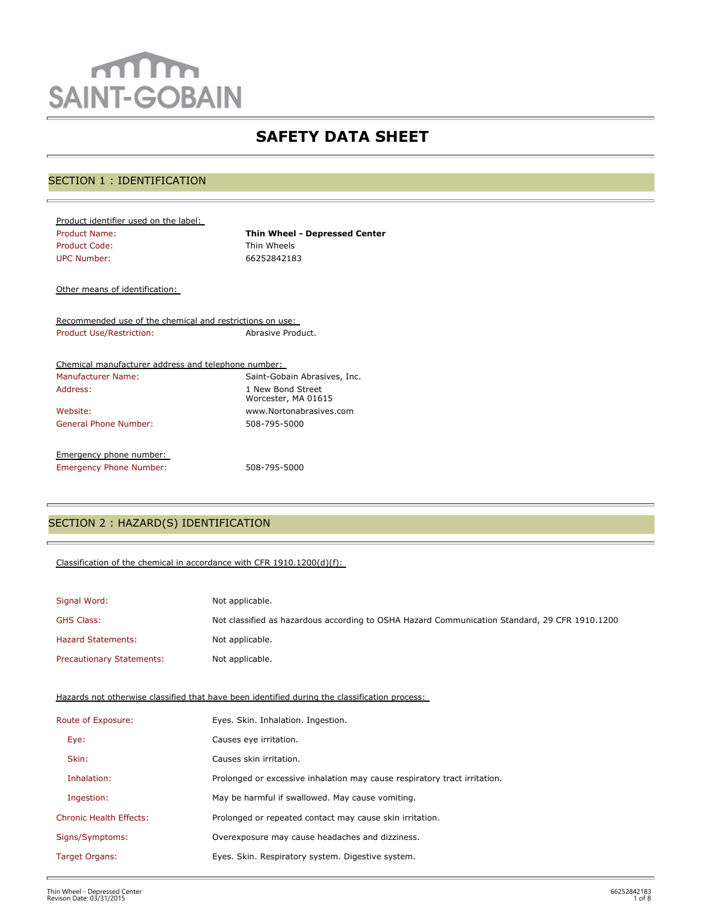SAINT-GOBAIN

# SAFETY DATA SHEET

## SECTION 1 : IDENTIFICATION

Product identifier used on the label:

| | |
|---|---|
| Product Name: | **Thin Wheel - Depressed Center** |
| Product Code: | Thin Wheels |
| UPC Number: | 66252842183 |

Other means of identification:

Recommended use of the chemical and restrictions on use:

| | |
|---|---|
| Product Use/Restriction: | Abrasive Product. |

Chemical manufacturer address and telephone number:

| | |
|---|---|
| Manufacturer Name: | Saint-Gobain Abrasives, Inc. |
| Address: | 1 New Bond Street<br>Worcester, MA 01615 |
| Website: | www.Nortonabrasives.com |
| General Phone Number: | 508-795-5000 |

Emergency phone number:

| | |
|---|---|
| Emergency Phone Number: | 508-795-5000 |

## SECTION 2 : HAZARD(S) IDENTIFICATION

Classification of the chemical in accordance with CFR 1910.1200(d)(f):

| | |
|---|---|
| Signal Word: | Not applicable. |
| GHS Class: | Not classified as hazardous according to OSHA Hazard Communication Standard, 29 CFR 1910.1200 |
| Hazard Statements: | Not applicable. |
| Precautionary Statements: | Not applicable. |

Hazards not otherwise classified that have been identified during the classification process:

| | |
|---|---|
| Route of Exposure: | Eyes. Skin. Inhalation. Ingestion. |
| Eye: | Causes eye irritation. |
| Skin: | Causes skin irritation. |
| Inhalation: | Prolonged or excessive inhalation may cause respiratory tract irritation. |
| Ingestion: | May be harmful if swallowed. May cause vomiting. |
| Chronic Health Effects: | Prolonged or repeated contact may cause skin irritation. |
| Signs/Symptoms: | Overexposure may cause headaches and dizziness. |
| Target Organs: | Eyes. Skin. Respiratory system. Digestive system. |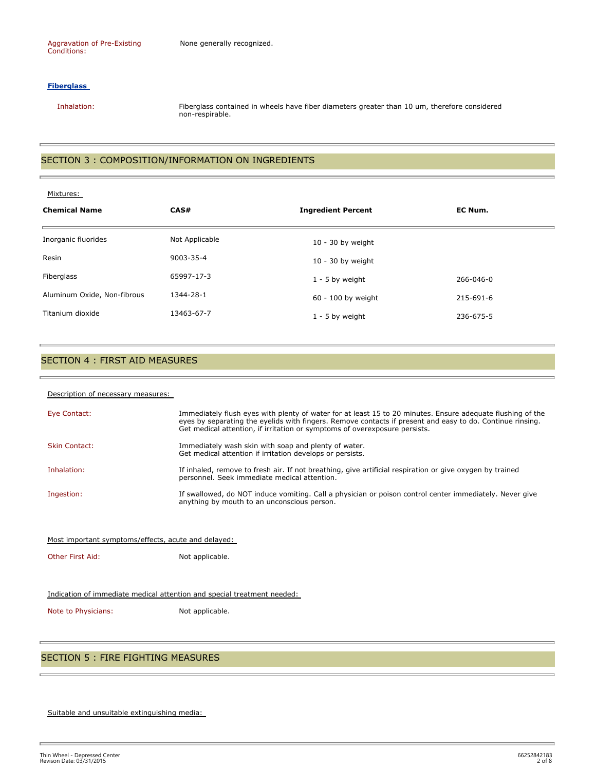Aggravation of Pre-Existing Conditions: None generally recognized.

**Fiberglass**

Inhalation: Fiberglass contained in wheels have fiber diameters greater than 10 um, therefore considered non-respirable.

## SECTION 3 : COMPOSITION/INFORMATION ON INGREDIENTS

Mixtures:

| Chemical Name | CAS# | Ingredient Percent | EC Num. |
|---|---|---|---|
| Inorganic fluorides | Not Applicable | 10 - 30 by weight | |
| Resin | 9003-35-4 | 10 - 30 by weight | |
| Fiberglass | 65997-17-3 | 1 - 5 by weight | 266-046-0 |
| Aluminum Oxide, Non-fibrous | 1344-28-1 | 60 - 100 by weight | 215-691-6 |
| Titanium dioxide | 13463-67-7 | 1 - 5 by weight | 236-675-5 |

## SECTION 4 : FIRST AID MEASURES

Description of necessary measures:

Eye Contact: Immediately flush eyes with plenty of water for at least 15 to 20 minutes. Ensure adequate flushing of the eyes by separating the eyelids with fingers. Remove contacts if present and easy to do. Continue rinsing. Get medical attention, if irritation or symptoms of overexposure persists.

Skin Contact: Immediately wash skin with soap and plenty of water.
Get medical attention if irritation develops or persists.

Inhalation: If inhaled, remove to fresh air. If not breathing, give artificial respiration or give oxygen by trained personnel. Seek immediate medical attention.

Ingestion: If swallowed, do NOT induce vomiting. Call a physician or poison control center immediately. Never give anything by mouth to an unconscious person.

Most important symptoms/effects, acute and delayed:

Other First Aid: Not applicable.

Indication of immediate medical attention and special treatment needed:

Note to Physicians: Not applicable.

## SECTION 5 : FIRE FIGHTING MEASURES

Suitable and unsuitable extinguishing media: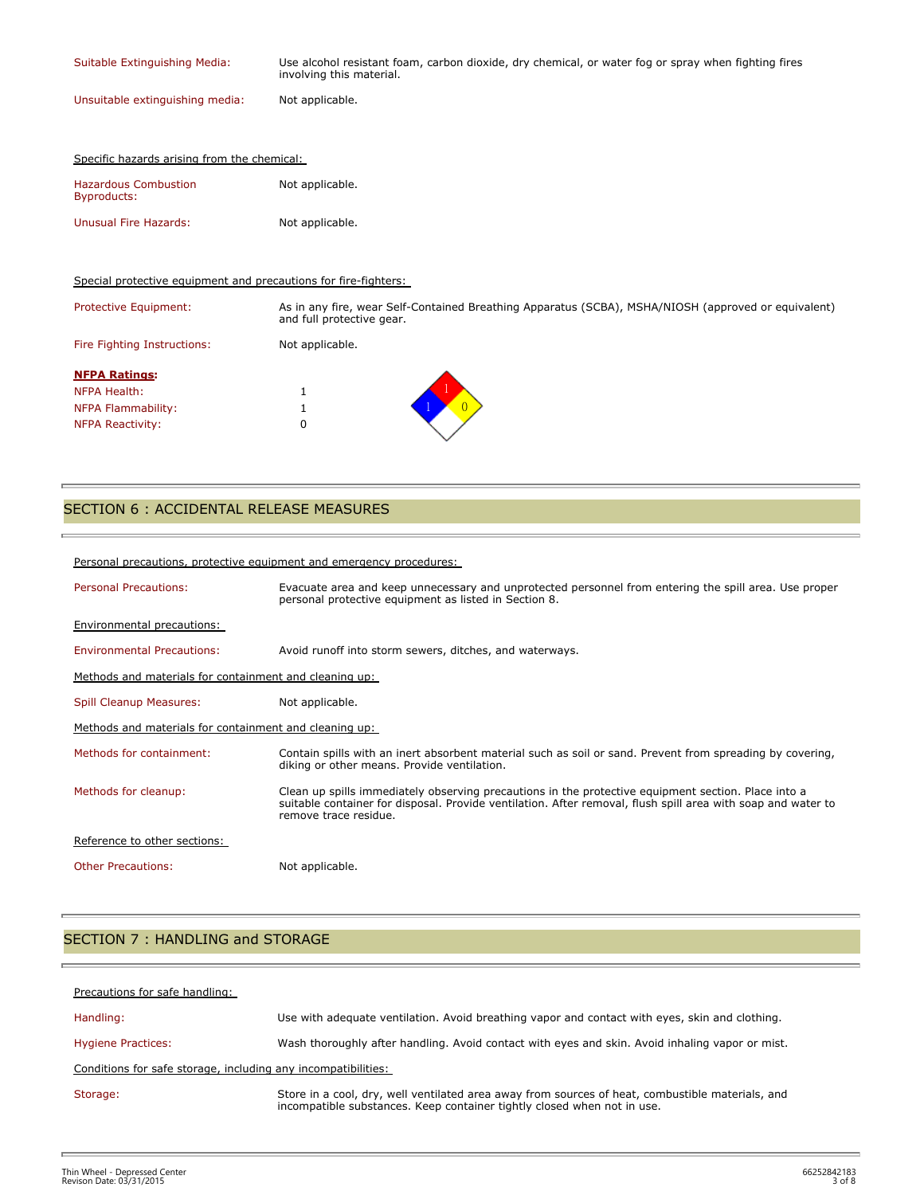| | |
|---|---|
| Suitable Extinguishing Media: | Use alcohol resistant foam, carbon dioxide, dry chemical, or water fog or spray when fighting fires involving this material. |
| Unsuitable extinguishing media: | Not applicable. |

Specific hazards arising from the chemical:

| | |
|---|---|
| Hazardous Combustion Byproducts: | Not applicable. |
| Unusual Fire Hazards: | Not applicable. |

Special protective equipment and precautions for fire-fighters:

| | |
|---|---|
| Protective Equipment: | As in any fire, wear Self-Contained Breathing Apparatus (SCBA), MSHA/NIOSH (approved or equivalent) and full protective gear. |
| Fire Fighting Instructions: | Not applicable. |

**NFPA Ratings:**

| | |
|---|---|
| NFPA Health: | 1 |
| NFPA Flammability: | 1 |
| NFPA Reactivity: | 0 |

## SECTION 6 : ACCIDENTAL RELEASE MEASURES

Personal precautions, protective equipment and emergency procedures:

| | |
|---|---|
| Personal Precautions: | Evacuate area and keep unnecessary and unprotected personnel from entering the spill area. Use proper personal protective equipment as listed in Section 8. |

Environmental precautions:

| | |
|---|---|
| Environmental Precautions: | Avoid runoff into storm sewers, ditches, and waterways. |

Methods and materials for containment and cleaning up:

| | |
|---|---|
| Spill Cleanup Measures: | Not applicable. |

Methods and materials for containment and cleaning up:

| | |
|---|---|
| Methods for containment: | Contain spills with an inert absorbent material such as soil or sand. Prevent from spreading by covering, diking or other means. Provide ventilation. |
| Methods for cleanup: | Clean up spills immediately observing precautions in the protective equipment section. Place into a suitable container for disposal. Provide ventilation. After removal, flush spill area with soap and water to remove trace residue. |

Reference to other sections:

| | |
|---|---|
| Other Precautions: | Not applicable. |

## SECTION 7 : HANDLING and STORAGE

Precautions for safe handling:

| | |
|---|---|
| Handling: | Use with adequate ventilation. Avoid breathing vapor and contact with eyes, skin and clothing. |
| Hygiene Practices: | Wash thoroughly after handling. Avoid contact with eyes and skin. Avoid inhaling vapor or mist. |

Conditions for safe storage, including any incompatibilities:

| | |
|---|---|
| Storage: | Store in a cool, dry, well ventilated area away from sources of heat, combustible materials, and incompatible substances. Keep container tightly closed when not in use. |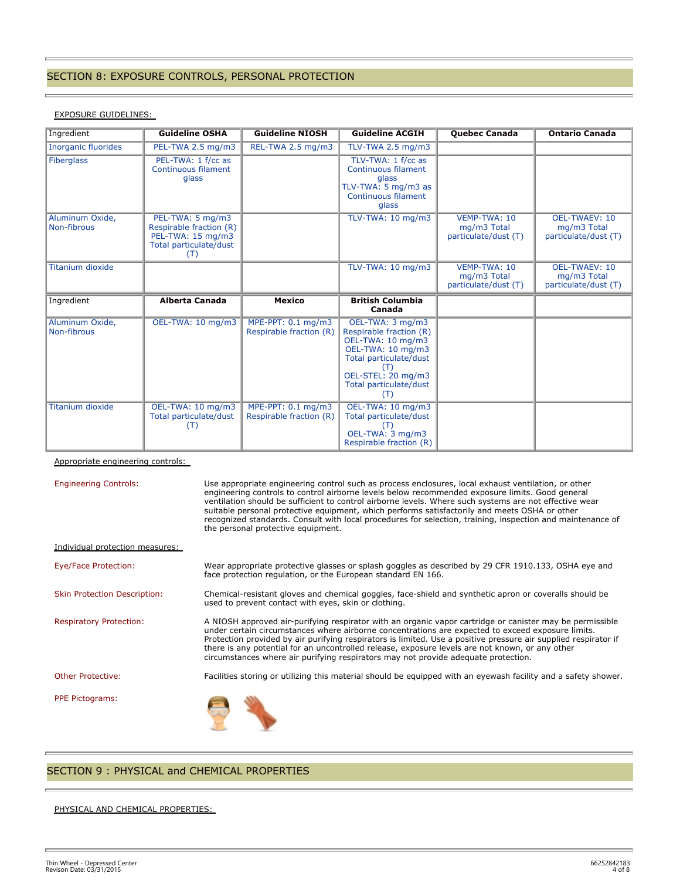## SECTION 8: EXPOSURE CONTROLS, PERSONAL PROTECTION

EXPOSURE GUIDELINES:

| Ingredient | Guideline OSHA | Guideline NIOSH | Guideline ACGIH | Quebec Canada | Ontario Canada |
|---|---|---|---|---|---|
| Inorganic fluorides | PEL-TWA 2.5 mg/m3 | REL-TWA 2.5 mg/m3 | TLV-TWA 2.5 mg/m3 | | |
| Fiberglass | PEL-TWA: 1 f/cc as Continuous filament glass | | TLV-TWA: 1 f/cc as Continuous filament glass<br>TLV-TWA: 5 mg/m3 as Continuous filament glass | | |
| Aluminum Oxide, Non-fibrous | PEL-TWA: 5 mg/m3 Respirable fraction (R)<br>PEL-TWA: 15 mg/m3 Total particulate/dust (T) | | TLV-TWA: 10 mg/m3 | VEMP-TWA: 10 mg/m3 Total particulate/dust (T) | OEL-TWAEV: 10 mg/m3 Total particulate/dust (T) |
| Titanium dioxide | | | TLV-TWA: 10 mg/m3 | VEMP-TWA: 10 mg/m3 Total particulate/dust (T) | OEL-TWAEV: 10 mg/m3 Total particulate/dust (T) |
| **Ingredient** | **Alberta Canada** | **Mexico** | **British Columbia Canada** | | |
| Aluminum Oxide, Non-fibrous | OEL-TWA: 10 mg/m3 | MPE-PPT: 0.1 mg/m3 Respirable fraction (R) | OEL-TWA: 3 mg/m3 Respirable fraction (R)<br>OEL-TWA: 10 mg/m3<br>OEL-TWA: 10 mg/m3 Total particulate/dust (T)<br>OEL-STEL: 20 mg/m3 Total particulate/dust (T) | | |
| Titanium dioxide | OEL-TWA: 10 mg/m3 Total particulate/dust (T) | MPE-PPT: 0.1 mg/m3 Respirable fraction (R) | OEL-TWA: 10 mg/m3 Total particulate/dust (T)<br>OEL-TWA: 3 mg/m3 Respirable fraction (R) | | |

Appropriate engineering controls:

**Engineering Controls:** Use appropriate engineering control such as process enclosures, local exhaust ventilation, or other engineering controls to control airborne levels below recommended exposure limits. Good general ventilation should be sufficient to control airborne levels. Where such systems are not effective wear suitable personal protective equipment, which performs satisfactorily and meets OSHA or other recognized standards. Consult with local procedures for selection, training, inspection and maintenance of the personal protective equipment.

Individual protection measures:

**Eye/Face Protection:** Wear appropriate protective glasses or splash goggles as described by 29 CFR 1910.133, OSHA eye and face protection regulation, or the European standard EN 166.

**Skin Protection Description:** Chemical-resistant gloves and chemical goggles, face-shield and synthetic apron or coveralls should be used to prevent contact with eyes, skin or clothing.

**Respiratory Protection:** A NIOSH approved air-purifying respirator with an organic vapor cartridge or canister may be permissible under certain circumstances where airborne concentrations are expected to exceed exposure limits. Protection provided by air purifying respirators is limited. Use a positive pressure air supplied respirator if there is any potential for an uncontrolled release, exposure levels are not known, or any other circumstances where air purifying respirators may not provide adequate protection.

**Other Protective:** Facilities storing or utilizing this material should be equipped with an eyewash facility and a safety shower.

**PPE Pictograms:**

## SECTION 9 : PHYSICAL and CHEMICAL PROPERTIES

PHYSICAL AND CHEMICAL PROPERTIES: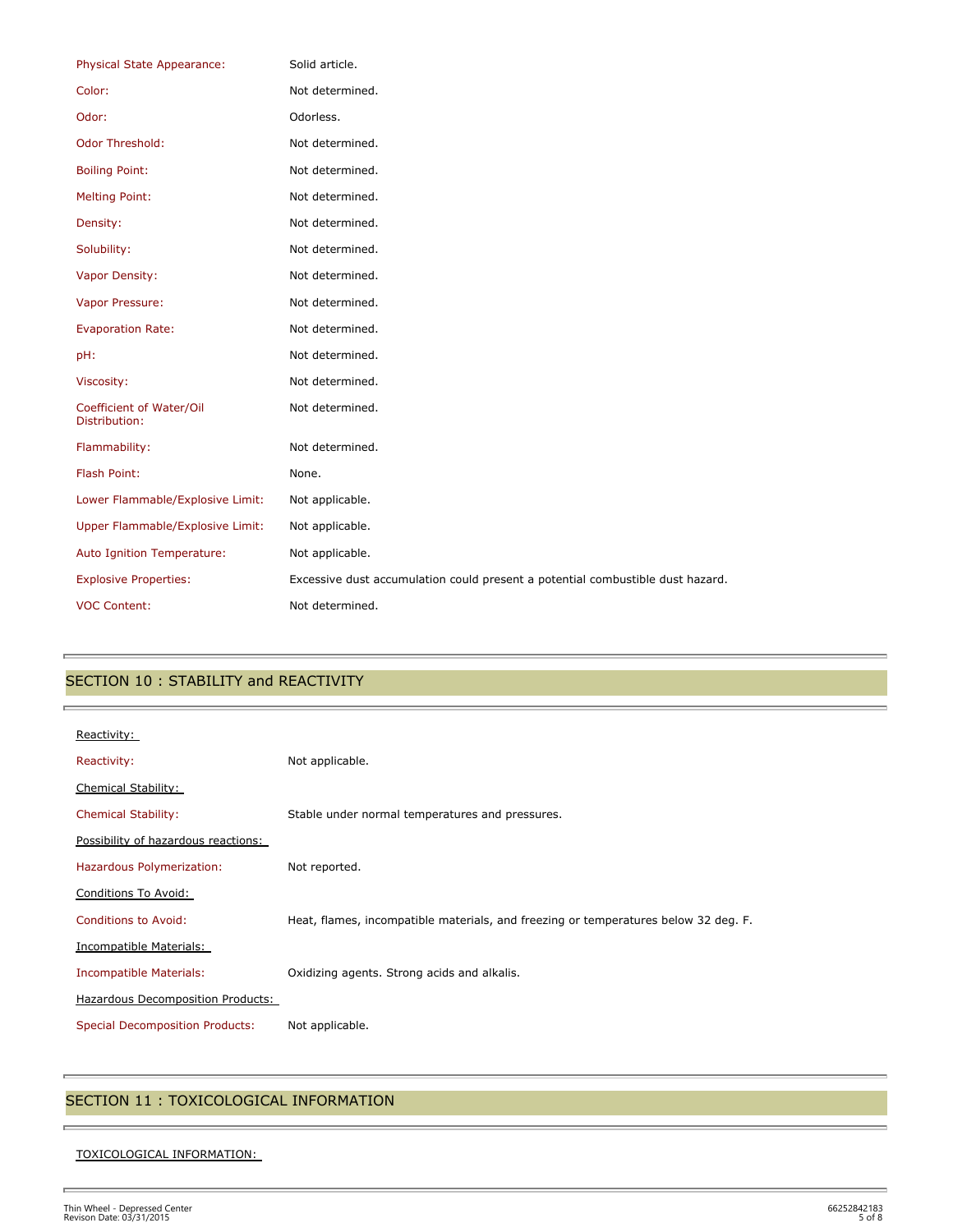| | |
|---|---|
| Physical State Appearance: | Solid article. |
| Color: | Not determined. |
| Odor: | Odorless. |
| Odor Threshold: | Not determined. |
| Boiling Point: | Not determined. |
| Melting Point: | Not determined. |
| Density: | Not determined. |
| Solubility: | Not determined. |
| Vapor Density: | Not determined. |
| Vapor Pressure: | Not determined. |
| Evaporation Rate: | Not determined. |
| pH: | Not determined. |
| Viscosity: | Not determined. |
| Coefficient of Water/Oil Distribution: | Not determined. |
| Flammability: | Not determined. |
| Flash Point: | None. |
| Lower Flammable/Explosive Limit: | Not applicable. |
| Upper Flammable/Explosive Limit: | Not applicable. |
| Auto Ignition Temperature: | Not applicable. |
| Explosive Properties: | Excessive dust accumulation could present a potential combustible dust hazard. |
| VOC Content: | Not determined. |

## SECTION 10 : STABILITY and REACTIVITY

Reactivity:

| | |
|---|---|
| Reactivity: | Not applicable. |

Chemical Stability:

| | |
|---|---|
| Chemical Stability: | Stable under normal temperatures and pressures. |

Possibility of hazardous reactions:

| | |
|---|---|
| Hazardous Polymerization: | Not reported. |

Conditions To Avoid:

| | |
|---|---|
| Conditions to Avoid: | Heat, flames, incompatible materials, and freezing or temperatures below 32 deg. F. |

Incompatible Materials:

| | |
|---|---|
| Incompatible Materials: | Oxidizing agents. Strong acids and alkalis. |

Hazardous Decomposition Products:

| | |
|---|---|
| Special Decomposition Products: | Not applicable. |

## SECTION 11 : TOXICOLOGICAL INFORMATION

TOXICOLOGICAL INFORMATION: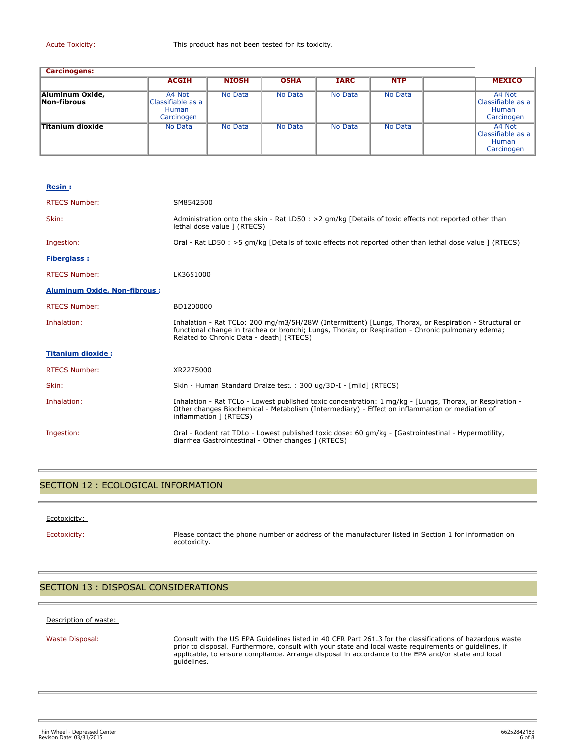Acute Toxicity: This product has not been tested for its toxicity.

| Carcinogens: | | | | | | | |
|---|---|---|---|---|---|---|---|
| | **ACGIH** | **NIOSH** | **OSHA** | **IARC** | **NTP** | | **MEXICO** |
| **Aluminum Oxide, Non-fibrous** | A4 Not Classifiable as a Human Carcinogen | No Data | No Data | No Data | No Data | | A4 Not Classifiable as a Human Carcinogen |
| **Titanium dioxide** | No Data | No Data | No Data | No Data | No Data | | A4 Not Classifiable as a Human Carcinogen |

**Resin :**

RTECS Number: SM8542500

Skin: Administration onto the skin - Rat LD50 : >2 gm/kg [Details of toxic effects not reported other than lethal dose value ] (RTECS)

Ingestion: Oral - Rat LD50 : >5 gm/kg [Details of toxic effects not reported other than lethal dose value ] (RTECS)

**Fiberglass :**

RTECS Number: LK3651000

**Aluminum Oxide, Non-fibrous :**

RTECS Number: BD1200000

Inhalation: Inhalation - Rat TCLo: 200 mg/m3/5H/28W (Intermittent) [Lungs, Thorax, or Respiration - Structural or functional change in trachea or bronchi; Lungs, Thorax, or Respiration - Chronic pulmonary edema; Related to Chronic Data - death] (RTECS)

**Titanium dioxide :**

RTECS Number: XR2275000

Skin: Skin - Human Standard Draize test. : 300 ug/3D-I - [mild] (RTECS)

Inhalation: Inhalation - Rat TCLo - Lowest published toxic concentration: 1 mg/kg - [Lungs, Thorax, or Respiration - Other changes Biochemical - Metabolism (Intermediary) - Effect on inflammation or mediation of inflammation ] (RTECS)

Ingestion: Oral - Rodent rat TDLo - Lowest published toxic dose: 60 gm/kg - [Gastrointestinal - Hypermotility, diarrhea Gastrointestinal - Other changes ] (RTECS)

## SECTION 12 : ECOLOGICAL INFORMATION

Ecotoxicity:

Ecotoxicity: Please contact the phone number or address of the manufacturer listed in Section 1 for information on ecotoxicity.

## SECTION 13 : DISPOSAL CONSIDERATIONS

Description of waste:

Waste Disposal: Consult with the US EPA Guidelines listed in 40 CFR Part 261.3 for the classifications of hazardous waste prior to disposal. Furthermore, consult with your state and local waste requirements or guidelines, if applicable, to ensure compliance. Arrange disposal in accordance to the EPA and/or state and local guidelines.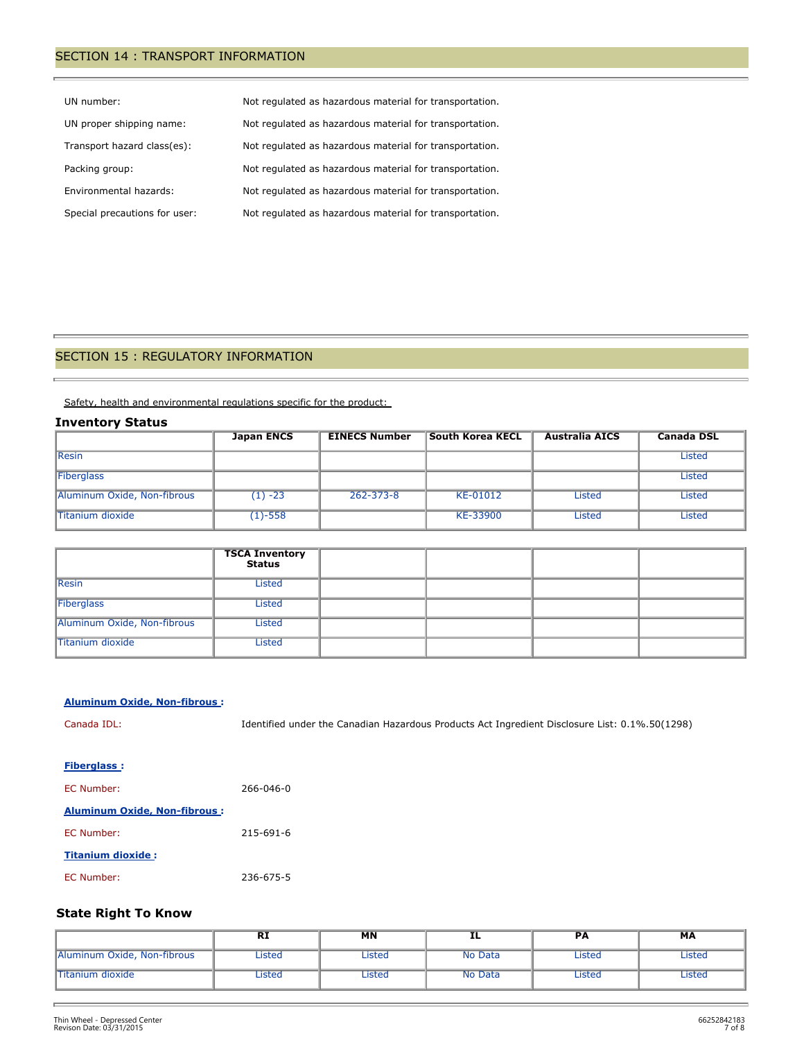## SECTION 14 : TRANSPORT INFORMATION

| | |
|---|---|
| UN number: | Not regulated as hazardous material for transportation. |
| UN proper shipping name: | Not regulated as hazardous material for transportation. |
| Transport hazard class(es): | Not regulated as hazardous material for transportation. |
| Packing group: | Not regulated as hazardous material for transportation. |
| Environmental hazards: | Not regulated as hazardous material for transportation. |
| Special precautions for user: | Not regulated as hazardous material for transportation. |

## SECTION 15 : REGULATORY INFORMATION

Safety, health and environmental regulations specific for the product:

### Inventory Status

| | Japan ENCS | EINECS Number | South Korea KECL | Australia AICS | Canada DSL |
|---|---|---|---|---|---|
| Resin | | | | | Listed |
| Fiberglass | | | | | Listed |
| Aluminum Oxide, Non-fibrous | (1) -23 | 262-373-8 | KE-01012 | Listed | Listed |
| Titanium dioxide | (1)-558 | | KE-33900 | Listed | Listed |

| | TSCA Inventory Status | | | | |
|---|---|---|---|---|---|
| Resin | Listed | | | | |
| Fiberglass | Listed | | | | |
| Aluminum Oxide, Non-fibrous | Listed | | | | |
| Titanium dioxide | Listed | | | | |

**Aluminum Oxide, Non-fibrous :**

Canada IDL: Identified under the Canadian Hazardous Products Act Ingredient Disclosure List: 0.1%.50(1298)

**Fiberglass :**

EC Number: 266-046-0

**Aluminum Oxide, Non-fibrous :**

EC Number: 215-691-6

**Titanium dioxide :**

EC Number: 236-675-5

### State Right To Know

| | RI | MN | IL | PA | MA |
|---|---|---|---|---|---|
| Aluminum Oxide, Non-fibrous | Listed | Listed | No Data | Listed | Listed |
| Titanium dioxide | Listed | Listed | No Data | Listed | Listed |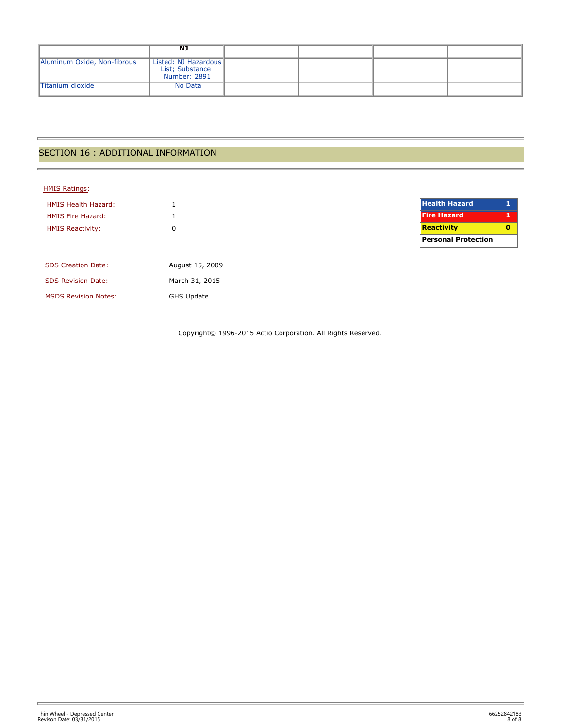| | NJ | | | | |
|---|---|---|---|---|---|
| Aluminum Oxide, Non-fibrous | Listed: NJ Hazardous List; Substance Number: 2891 | | | | |
| Titanium dioxide | No Data | | | | |

## SECTION 16 : ADDITIONAL INFORMATION

HMIS Ratings:

HMIS Health Hazard: 1

HMIS Fire Hazard: 1

HMIS Reactivity: 0

| | |
|---|---|
| **Health Hazard** | **1** |
| **Fire Hazard** | **1** |
| **Reactivity** | **0** |
| **Personal Protection** | |

SDS Creation Date: August 15, 2009

SDS Revision Date: March 31, 2015

MSDS Revision Notes: GHS Update

Copyright© 1996-2015 Actio Corporation. All Rights Reserved.